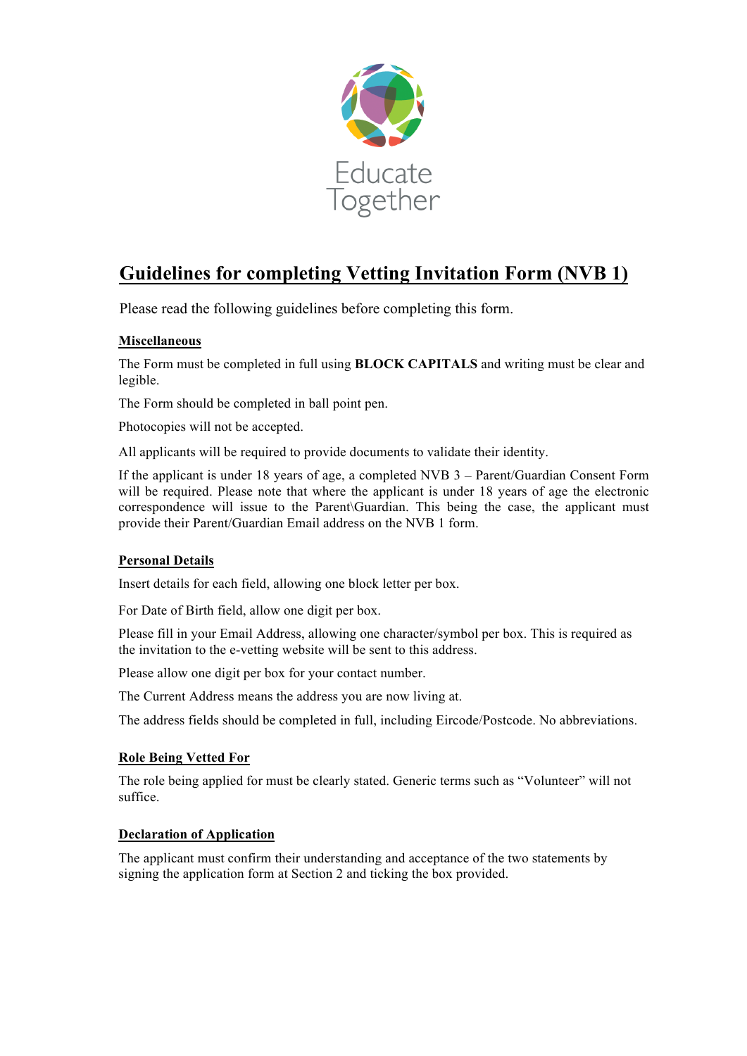Educate Together

# Guidelines for completing Vetting Invitation Form (NVB 1)

Please read the following guidelines before completing this form.

## Miscellaneous

The Form must be completed in full using **BLOCK CAPITALS** and writing must be clear and legible.

The Form should be completed in ball point pen.

Photocopies will not be accepted.

All applicants will be required to provide documents to validate their identity.

If the applicant is under 18 years of age, a completed NVB 3 – Parent/Guardian Consent Form will be required. Please note that where the applicant is under 18 years of age the electronic correspondence will issue to the Parent\Guardian. This being the case, the applicant must provide their Parent/Guardian Email address on the NVB 1 form.

## Personal Details

Insert details for each field, allowing one block letter per box.

For Date of Birth field, allow one digit per box.

Please fill in your Email Address, allowing one character/symbol per box. This is required as the invitation to the e-vetting website will be sent to this address.

Please allow one digit per box for your contact number.

The Current Address means the address you are now living at.

The address fields should be completed in full, including Eircode/Postcode. No abbreviations.

## Role Being Vetted For

The role being applied for must be clearly stated. Generic terms such as "Volunteer" will not suffice.

## Declaration of Application

The applicant must confirm their understanding and acceptance of the two statements by signing the application form at Section 2 and ticking the box provided.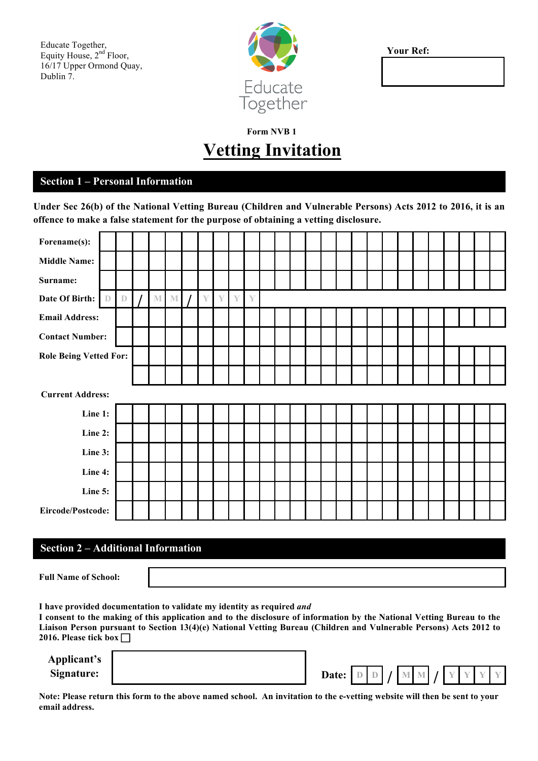Educate Together,
Equity House, 2nd Floor,
16/17 Upper Ormond Quay,
Dublin 7.

Educate Together

**Your Ref:**

**Form NVB 1**

# Vetting Invitation

## Section 1 – Personal Information

**Under Sec 26(b) of the National Vetting Bureau (Children and Vulnerable Persons) Acts 2012 to 2016, it is an offence to make a false statement for the purpose of obtaining a vetting disclosure.**

**Forename(s):**

**Middle Name:**

**Surname:**

**Date Of Birth:** D D / M M / Y Y Y Y

**Email Address:**

**Contact Number:**

**Role Being Vetted For:**

**Current Address:**

**Line 1:**

**Line 2:**

**Line 3:**

**Line 4:**

**Line 5:**

**Eircode/Postcode:**

## Section 2 – Additional Information

**Full Name of School:**

**I have provided documentation to validate my identity as required *and***
**I consent to the making of this application and to the disclosure of information by the National Vetting Bureau to the Liaison Person pursuant to Section 13(4)(e) National Vetting Bureau (Children and Vulnerable Persons) Acts 2012 to 2016. Please tick box** ☐

**Applicant's Signature:**

**Date:** D D / M M / Y Y Y Y

**Note: Please return this form to the above named school. An invitation to the e-vetting website will then be sent to your email address.**